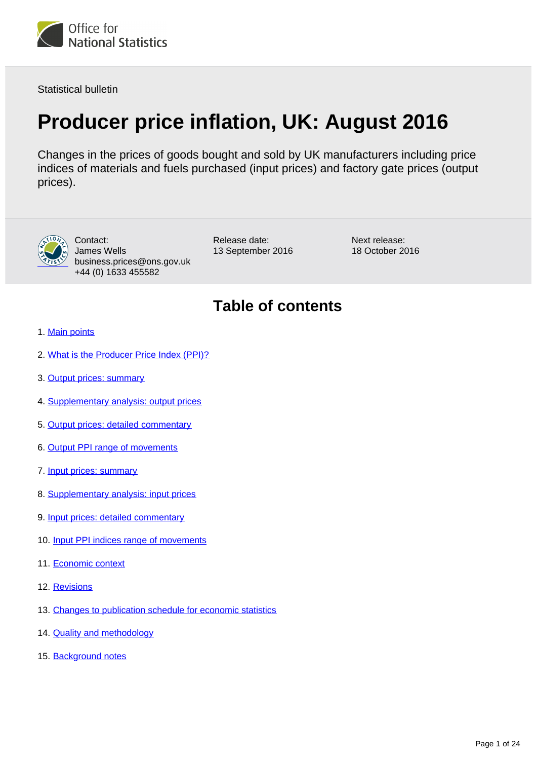Office for National Statistics

Statistical bulletin

# Producer price inflation, UK: August 2016

Changes in the prices of goods bought and sold by UK manufacturers including price indices of materials and fuels purchased (input prices) and factory gate prices (output prices).

Contact:
James Wells
business.prices@ons.gov.uk
+44 (0) 1633 455582

Release date:
13 September 2016

Next release:
18 October 2016

## Table of contents

1. Main points
2. What is the Producer Price Index (PPI)?
3. Output prices: summary
4. Supplementary analysis: output prices
5. Output prices: detailed commentary
6. Output PPI range of movements
7. Input prices: summary
8. Supplementary analysis: input prices
9. Input prices: detailed commentary
10. Input PPI indices range of movements
11. Economic context
12. Revisions
13. Changes to publication schedule for economic statistics
14. Quality and methodology
15. Background notes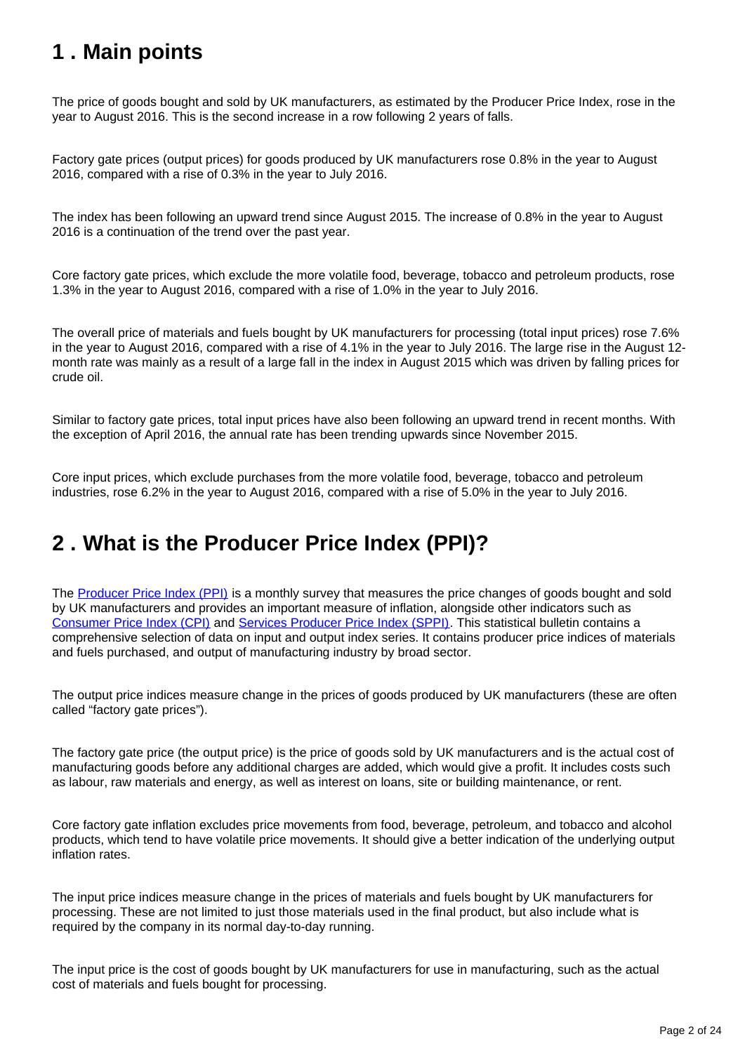## 1 . Main points

The price of goods bought and sold by UK manufacturers, as estimated by the Producer Price Index, rose in the year to August 2016. This is the second increase in a row following 2 years of falls.

Factory gate prices (output prices) for goods produced by UK manufacturers rose 0.8% in the year to August 2016, compared with a rise of 0.3% in the year to July 2016.

The index has been following an upward trend since August 2015. The increase of 0.8% in the year to August 2016 is a continuation of the trend over the past year.

Core factory gate prices, which exclude the more volatile food, beverage, tobacco and petroleum products, rose 1.3% in the year to August 2016, compared with a rise of 1.0% in the year to July 2016.

The overall price of materials and fuels bought by UK manufacturers for processing (total input prices) rose 7.6% in the year to August 2016, compared with a rise of 4.1% in the year to July 2016. The large rise in the August 12-month rate was mainly as a result of a large fall in the index in August 2015 which was driven by falling prices for crude oil.

Similar to factory gate prices, total input prices have also been following an upward trend in recent months. With the exception of April 2016, the annual rate has been trending upwards since November 2015.

Core input prices, which exclude purchases from the more volatile food, beverage, tobacco and petroleum industries, rose 6.2% in the year to August 2016, compared with a rise of 5.0% in the year to July 2016.

## 2 . What is the Producer Price Index (PPI)?

The Producer Price Index (PPI) is a monthly survey that measures the price changes of goods bought and sold by UK manufacturers and provides an important measure of inflation, alongside other indicators such as Consumer Price Index (CPI) and Services Producer Price Index (SPPI). This statistical bulletin contains a comprehensive selection of data on input and output index series. It contains producer price indices of materials and fuels purchased, and output of manufacturing industry by broad sector.

The output price indices measure change in the prices of goods produced by UK manufacturers (these are often called "factory gate prices").

The factory gate price (the output price) is the price of goods sold by UK manufacturers and is the actual cost of manufacturing goods before any additional charges are added, which would give a profit. It includes costs such as labour, raw materials and energy, as well as interest on loans, site or building maintenance, or rent.

Core factory gate inflation excludes price movements from food, beverage, petroleum, and tobacco and alcohol products, which tend to have volatile price movements. It should give a better indication of the underlying output inflation rates.

The input price indices measure change in the prices of materials and fuels bought by UK manufacturers for processing. These are not limited to just those materials used in the final product, but also include what is required by the company in its normal day-to-day running.

The input price is the cost of goods bought by UK manufacturers for use in manufacturing, such as the actual cost of materials and fuels bought for processing.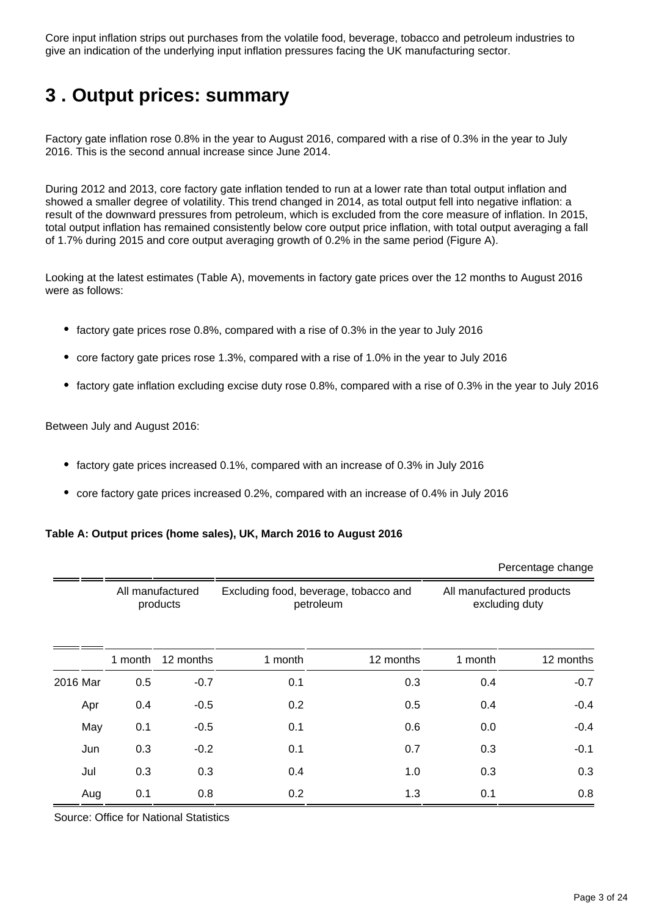Core input inflation strips out purchases from the volatile food, beverage, tobacco and petroleum industries to give an indication of the underlying input inflation pressures facing the UK manufacturing sector.

## 3 . Output prices: summary

Factory gate inflation rose 0.8% in the year to August 2016, compared with a rise of 0.3% in the year to July 2016. This is the second annual increase since June 2014.

During 2012 and 2013, core factory gate inflation tended to run at a lower rate than total output inflation and showed a smaller degree of volatility. This trend changed in 2014, as total output fell into negative inflation: a result of the downward pressures from petroleum, which is excluded from the core measure of inflation. In 2015, total output inflation has remained consistently below core output price inflation, with total output averaging a fall of 1.7% during 2015 and core output averaging growth of 0.2% in the same period (Figure A).

Looking at the latest estimates (Table A), movements in factory gate prices over the 12 months to August 2016 were as follows:

- factory gate prices rose 0.8%, compared with a rise of 0.3% in the year to July 2016
- core factory gate prices rose 1.3%, compared with a rise of 1.0% in the year to July 2016
- factory gate inflation excluding excise duty rose 0.8%, compared with a rise of 0.3% in the year to July 2016

Between July and August 2016:

- factory gate prices increased 0.1%, compared with an increase of 0.3% in July 2016
- core factory gate prices increased 0.2%, compared with an increase of 0.4% in July 2016

**Table A: Output prices (home sales), UK, March 2016 to August 2016**

Percentage change

| | | All manufactured products | | Excluding food, beverage, tobacco and petroleum | | All manufactured products excluding duty | |
|---|---|---|---|---|---|---|---|
| | | 1 month | 12 months | 1 month | 12 months | 1 month | 12 months |
| 2016 | Mar | 0.5 | -0.7 | 0.1 | 0.3 | 0.4 | -0.7 |
| | Apr | 0.4 | -0.5 | 0.2 | 0.5 | 0.4 | -0.4 |
| | May | 0.1 | -0.5 | 0.1 | 0.6 | 0.0 | -0.4 |
| | Jun | 0.3 | -0.2 | 0.1 | 0.7 | 0.3 | -0.1 |
| | Jul | 0.3 | 0.3 | 0.4 | 1.0 | 0.3 | 0.3 |
| | Aug | 0.1 | 0.8 | 0.2 | 1.3 | 0.1 | 0.8 |

Source: Office for National Statistics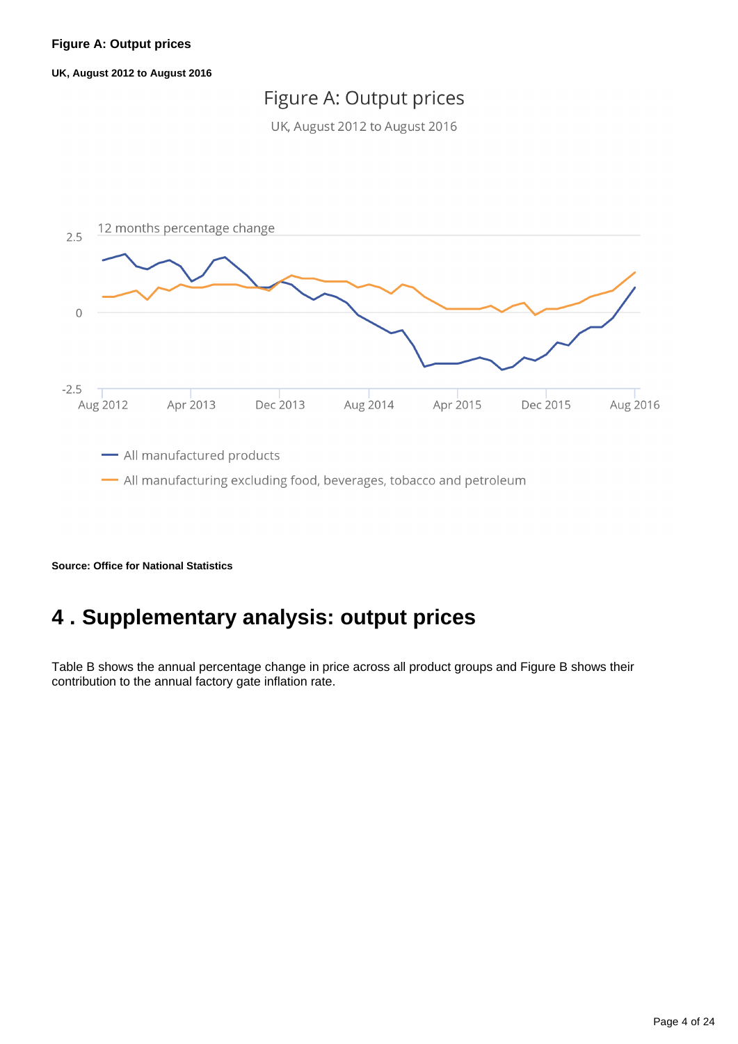**Figure A: Output prices**

**UK, August 2012 to August 2016**

Figure A: Output prices

UK, August 2012 to August 2016

12 months percentage change

2.5

0

-2.5

Aug 2012 Apr 2013 Dec 2013 Aug 2014 Apr 2015 Dec 2015 Aug 2016

All manufactured products

All manufacturing excluding food, beverages, tobacco and petroleum

**Source: Office for National Statistics**

# 4 . Supplementary analysis: output prices

Table B shows the annual percentage change in price across all product groups and Figure B shows their contribution to the annual factory gate inflation rate.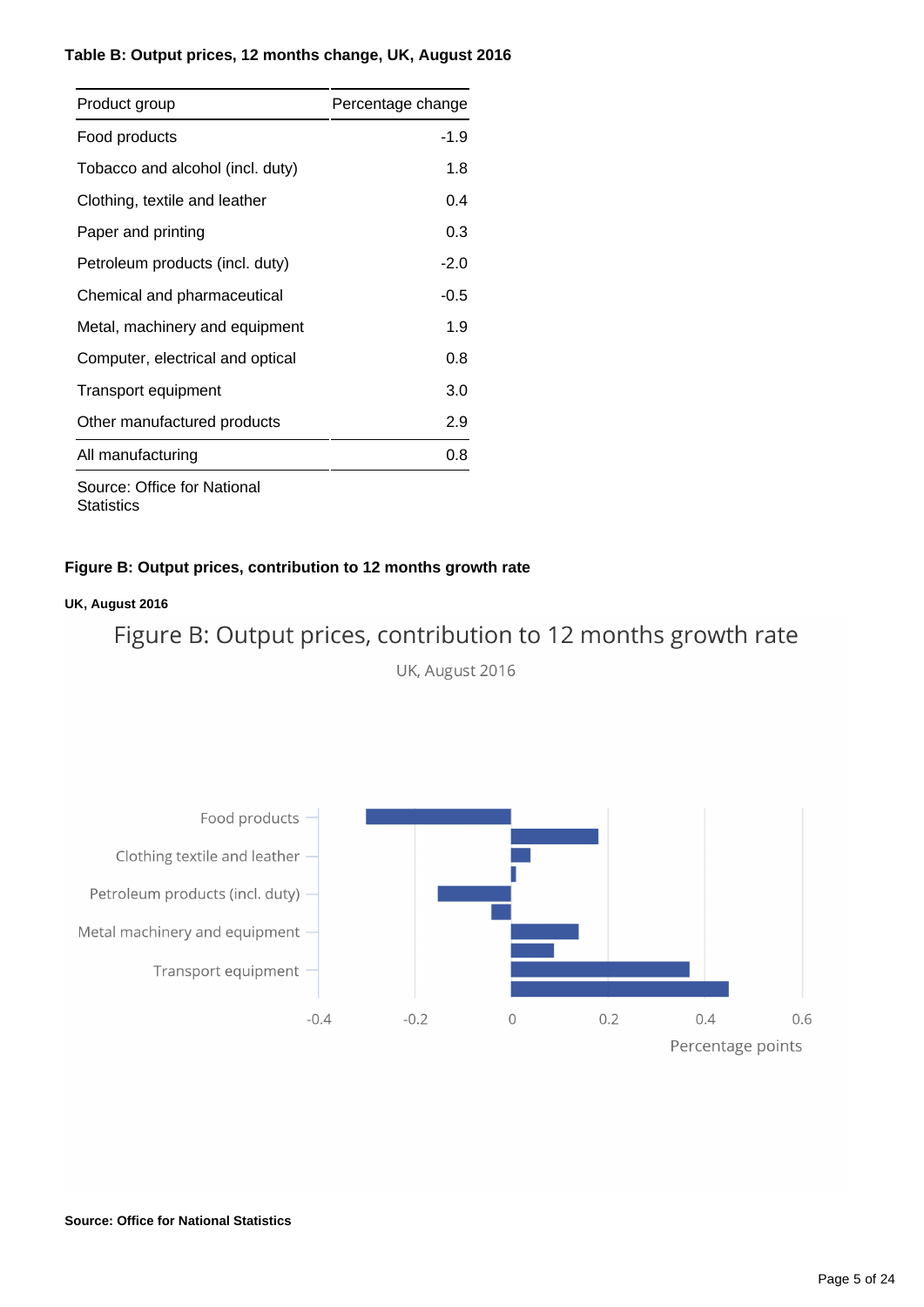**Table B: Output prices, 12 months change, UK, August 2016**

| Product group | Percentage change |
|---|---|
| Food products | -1.9 |
| Tobacco and alcohol (incl. duty) | 1.8 |
| Clothing, textile and leather | 0.4 |
| Paper and printing | 0.3 |
| Petroleum products (incl. duty) | -2.0 |
| Chemical and pharmaceutical | -0.5 |
| Metal, machinery and equipment | 1.9 |
| Computer, electrical and optical | 0.8 |
| Transport equipment | 3.0 |
| Other manufactured products | 2.9 |
| All manufacturing | 0.8 |

Source: Office for National Statistics

**Figure B: Output prices, contribution to 12 months growth rate**

**UK, August 2016**

Figure B: Output prices, contribution to 12 months growth rate

UK, August 2016

Food products

Clothing textile and leather

Petroleum products (incl. duty)

Metal machinery and equipment

Transport equipment

-0.4 -0.2 0 0.2 0.4 0.6

Percentage points

**Source: Office for National Statistics**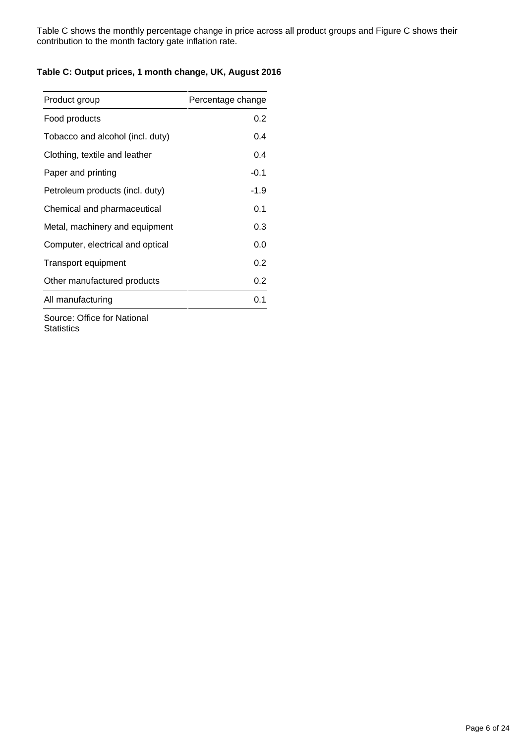Table C shows the monthly percentage change in price across all product groups and Figure C shows their contribution to the month factory gate inflation rate.

**Table C: Output prices, 1 month change, UK, August 2016**

| Product group | Percentage change |
|---|---|
| Food products | 0.2 |
| Tobacco and alcohol (incl. duty) | 0.4 |
| Clothing, textile and leather | 0.4 |
| Paper and printing | -0.1 |
| Petroleum products (incl. duty) | -1.9 |
| Chemical and pharmaceutical | 0.1 |
| Metal, machinery and equipment | 0.3 |
| Computer, electrical and optical | 0.0 |
| Transport equipment | 0.2 |
| Other manufactured products | 0.2 |
| All manufacturing | 0.1 |

Source: Office for National Statistics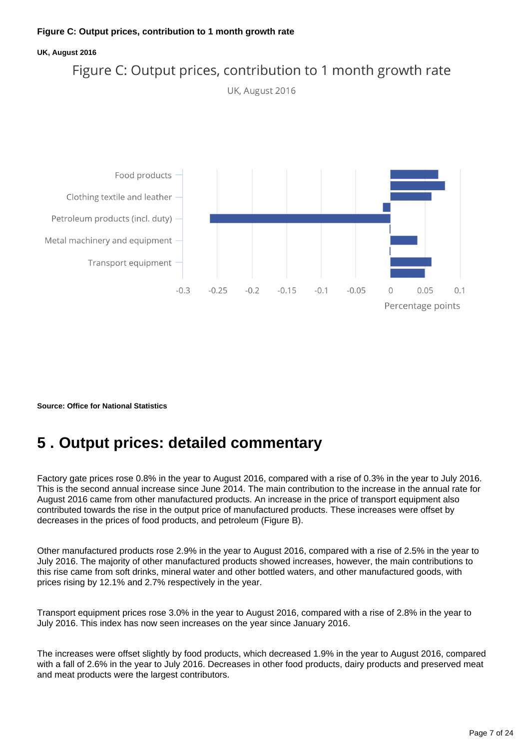**Figure C: Output prices, contribution to 1 month growth rate**

**UK, August 2016**

**Source: Office for National Statistics**

## 5 . Output prices: detailed commentary

Factory gate prices rose 0.8% in the year to August 2016, compared with a rise of 0.3% in the year to July 2016. This is the second annual increase since June 2014. The main contribution to the increase in the annual rate for August 2016 came from other manufactured products. An increase in the price of transport equipment also contributed towards the rise in the output price of manufactured products. These increases were offset by decreases in the prices of food products, and petroleum (Figure B).

Other manufactured products rose 2.9% in the year to August 2016, compared with a rise of 2.5% in the year to July 2016. The majority of other manufactured products showed increases, however, the main contributions to this rise came from soft drinks, mineral water and other bottled waters, and other manufactured goods, with prices rising by 12.1% and 2.7% respectively in the year.

Transport equipment prices rose 3.0% in the year to August 2016, compared with a rise of 2.8% in the year to July 2016. This index has now seen increases on the year since January 2016.

The increases were offset slightly by food products, which decreased 1.9% in the year to August 2016, compared with a fall of 2.6% in the year to July 2016. Decreases in other food products, dairy products and preserved meat and meat products were the largest contributors.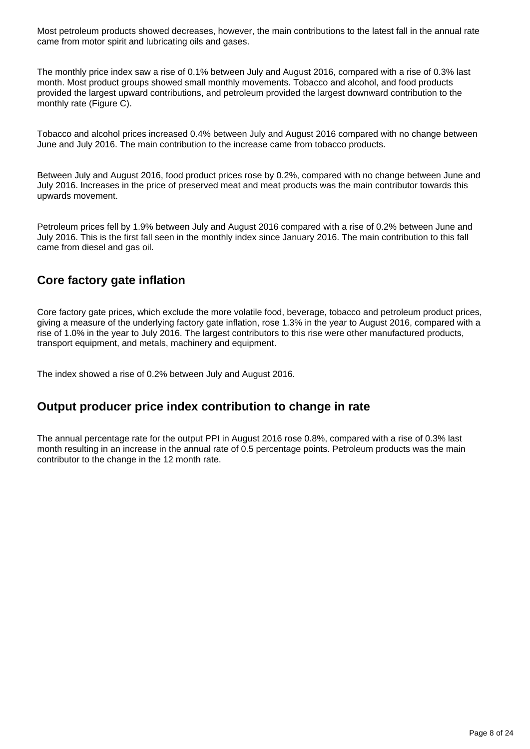Most petroleum products showed decreases, however, the main contributions to the latest fall in the annual rate came from motor spirit and lubricating oils and gases.

The monthly price index saw a rise of 0.1% between July and August 2016, compared with a rise of 0.3% last month. Most product groups showed small monthly movements. Tobacco and alcohol, and food products provided the largest upward contributions, and petroleum provided the largest downward contribution to the monthly rate (Figure C).

Tobacco and alcohol prices increased 0.4% between July and August 2016 compared with no change between June and July 2016. The main contribution to the increase came from tobacco products.

Between July and August 2016, food product prices rose by 0.2%, compared with no change between June and July 2016. Increases in the price of preserved meat and meat products was the main contributor towards this upwards movement.

Petroleum prices fell by 1.9% between July and August 2016 compared with a rise of 0.2% between June and July 2016. This is the first fall seen in the monthly index since January 2016. The main contribution to this fall came from diesel and gas oil.

## Core factory gate inflation

Core factory gate prices, which exclude the more volatile food, beverage, tobacco and petroleum product prices, giving a measure of the underlying factory gate inflation, rose 1.3% in the year to August 2016, compared with a rise of 1.0% in the year to July 2016. The largest contributors to this rise were other manufactured products, transport equipment, and metals, machinery and equipment.

The index showed a rise of 0.2% between July and August 2016.

## Output producer price index contribution to change in rate

The annual percentage rate for the output PPI in August 2016 rose 0.8%, compared with a rise of 0.3% last month resulting in an increase in the annual rate of 0.5 percentage points. Petroleum products was the main contributor to the change in the 12 month rate.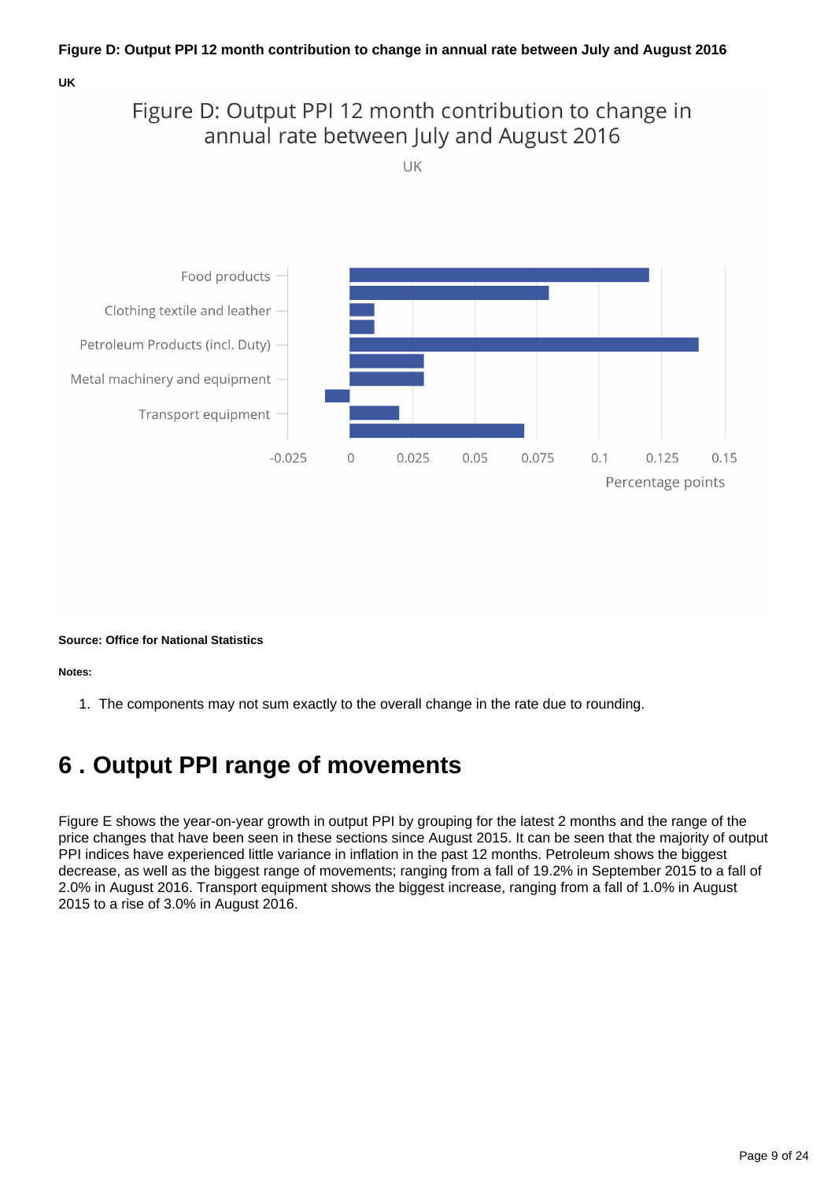**Figure D: Output PPI 12 month contribution to change in annual rate between July and August 2016**

**UK**

Figure D: Output PPI 12 month contribution to change in annual rate between July and August 2016

UK

**Source: Office for National Statistics**

**Notes:**

1. The components may not sum exactly to the overall change in the rate due to rounding.

## 6 . Output PPI range of movements

Figure E shows the year-on-year growth in output PPI by grouping for the latest 2 months and the range of the price changes that have been seen in these sections since August 2015. It can be seen that the majority of output PPI indices have experienced little variance in inflation in the past 12 months. Petroleum shows the biggest decrease, as well as the biggest range of movements; ranging from a fall of 19.2% in September 2015 to a fall of 2.0% in August 2016. Transport equipment shows the biggest increase, ranging from a fall of 1.0% in August 2015 to a rise of 3.0% in August 2016.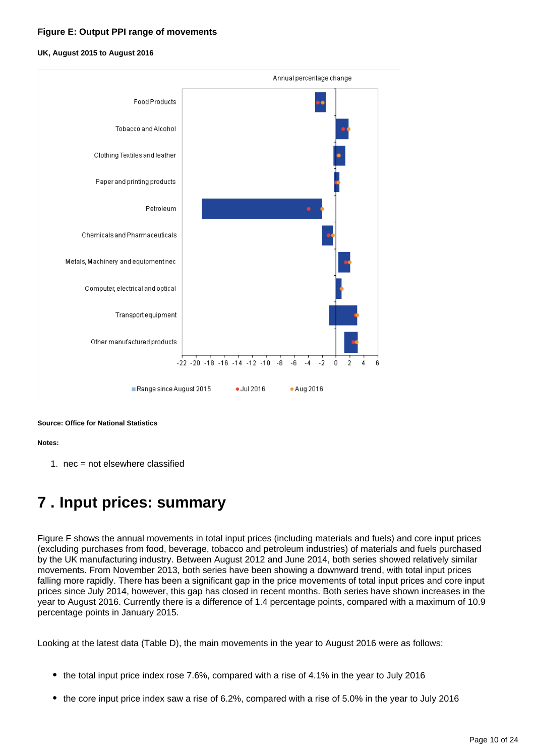**Figure E: Output PPI range of movements**

**UK, August 2015 to August 2016**

**Source: Office for National Statistics**

**Notes:**

1. nec = not elsewhere classified

# 7 . Input prices: summary

Figure F shows the annual movements in total input prices (including materials and fuels) and core input prices (excluding purchases from food, beverage, tobacco and petroleum industries) of materials and fuels purchased by the UK manufacturing industry. Between August 2012 and June 2014, both series showed relatively similar movements. From November 2013, both series have been showing a downward trend, with total input prices falling more rapidly. There has been a significant gap in the price movements of total input prices and core input prices since July 2014, however, this gap has closed in recent months. Both series have shown increases in the year to August 2016. Currently there is a difference of 1.4 percentage points, compared with a maximum of 10.9 percentage points in January 2015.

Looking at the latest data (Table D), the main movements in the year to August 2016 were as follows:

- the total input price index rose 7.6%, compared with a rise of 4.1% in the year to July 2016
- the core input price index saw a rise of 6.2%, compared with a rise of 5.0% in the year to July 2016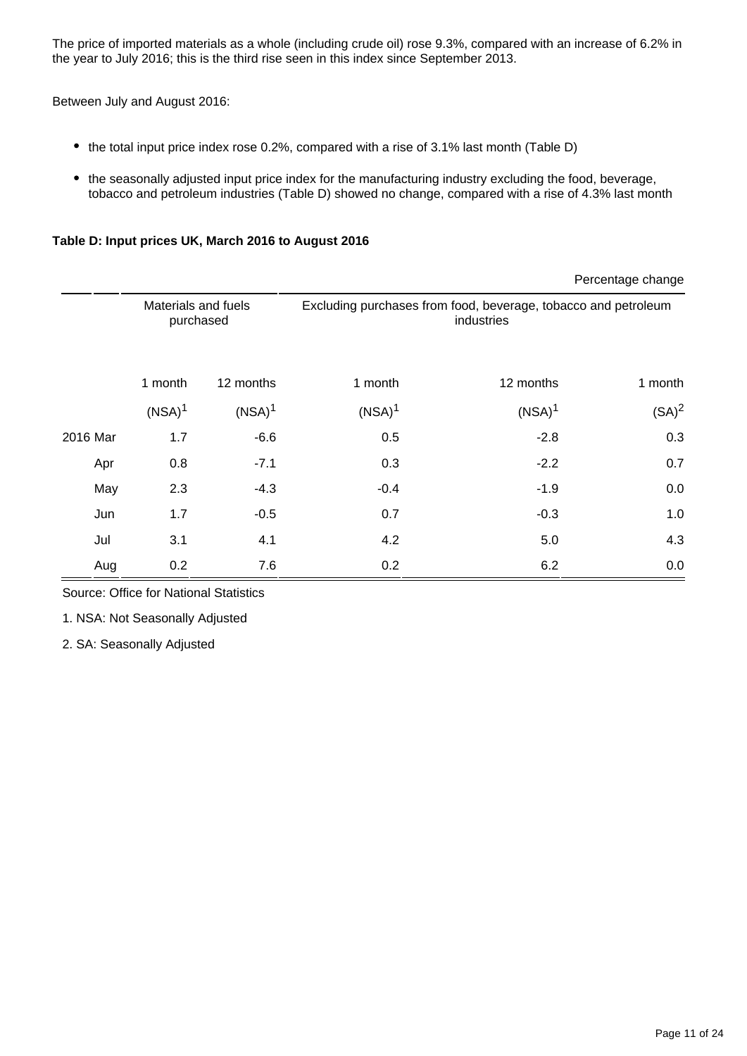The price of imported materials as a whole (including crude oil) rose 9.3%, compared with an increase of 6.2% in the year to July 2016; this is the third rise seen in this index since September 2013.

Between July and August 2016:

- the total input price index rose 0.2%, compared with a rise of 3.1% last month (Table D)
- the seasonally adjusted input price index for the manufacturing industry excluding the food, beverage, tobacco and petroleum industries (Table D) showed no change, compared with a rise of 4.3% last month

**Table D: Input prices UK, March 2016 to August 2016**

Percentage change

| | | Materials and fuels purchased | | Excluding purchases from food, beverage, tobacco and petroleum industries | | |
|---|---|---|---|---|---|---|
| | | 1 month (NSA)[1] | 12 months (NSA)[1] | 1 month (NSA)[1] | 12 months (NSA)[1] | 1 month (SA)[2] |
| 2016 | Mar | 1.7 | -6.6 | 0.5 | -2.8 | 0.3 |
| | Apr | 0.8 | -7.1 | 0.3 | -2.2 | 0.7 |
| | May | 2.3 | -4.3 | -0.4 | -1.9 | 0.0 |
| | Jun | 1.7 | -0.5 | 0.7 | -0.3 | 1.0 |
| | Jul | 3.1 | 4.1 | 4.2 | 5.0 | 4.3 |
| | Aug | 0.2 | 7.6 | 0.2 | 6.2 | 0.0 |

Source: Office for National Statistics

1. NSA: Not Seasonally Adjusted

2. SA: Seasonally Adjusted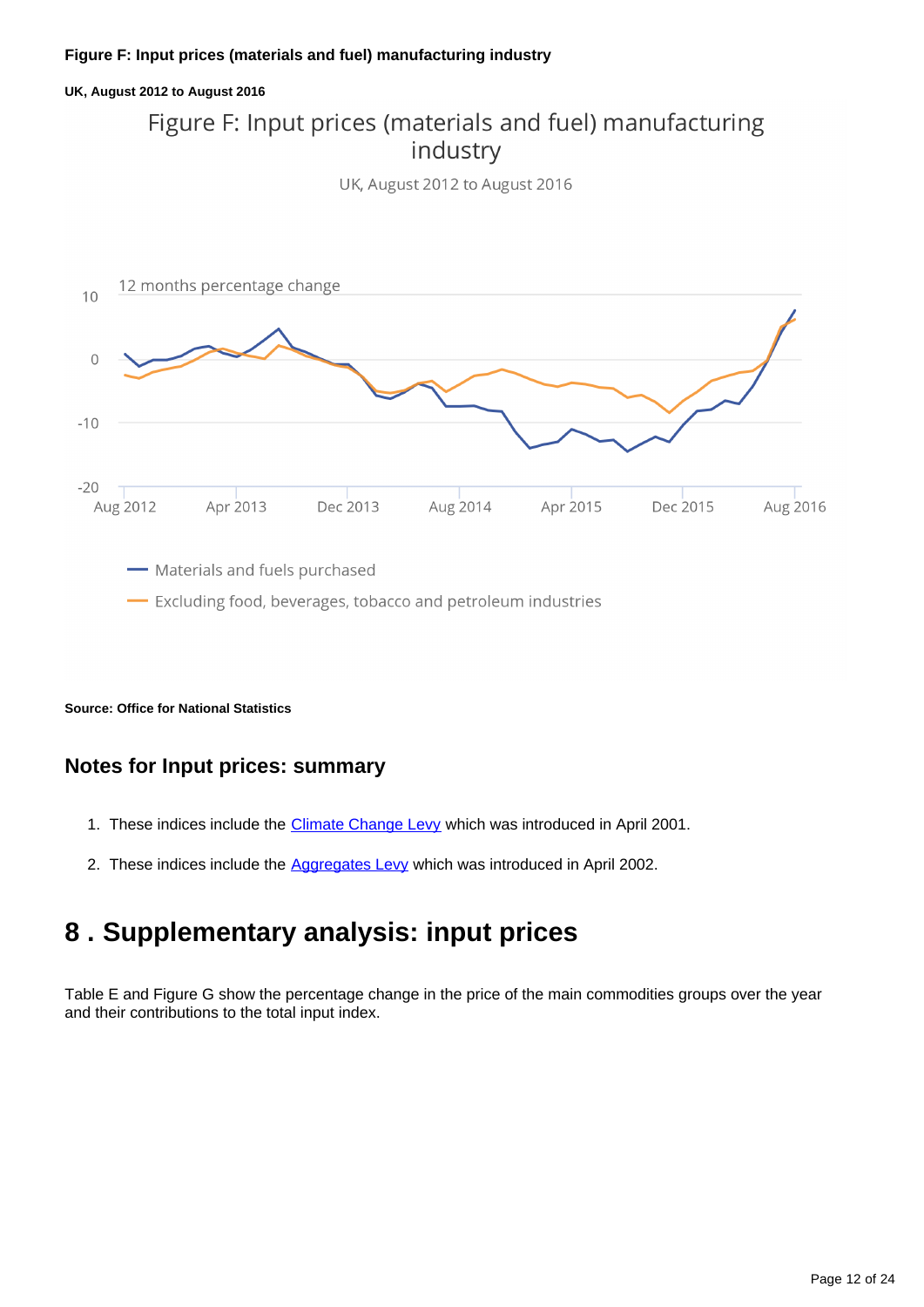**Figure F: Input prices (materials and fuel) manufacturing industry**

**UK, August 2012 to August 2016**

Figure F: Input prices (materials and fuel) manufacturing industry

UK, August 2012 to August 2016

12 months percentage change

10

0

-10

-20

Aug 2012 Apr 2013 Dec 2013 Aug 2014 Apr 2015 Dec 2015 Aug 2016

Materials and fuels purchased

Excluding food, beverages, tobacco and petroleum industries

**Source: Office for National Statistics**

## Notes for Input prices: summary

1. These indices include the Climate Change Levy which was introduced in April 2001.
2. These indices include the Aggregates Levy which was introduced in April 2002.

# 8 . Supplementary analysis: input prices

Table E and Figure G show the percentage change in the price of the main commodities groups over the year and their contributions to the total input index.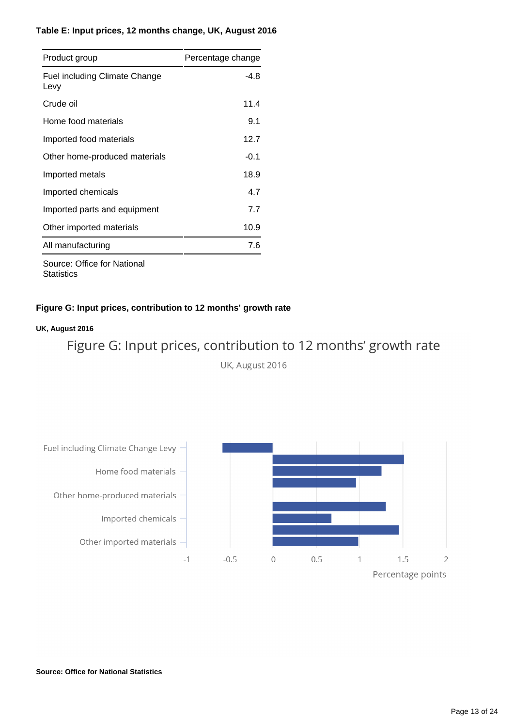**Table E: Input prices, 12 months change, UK, August 2016**

| Product group | Percentage change |
|---|---|
| Fuel including Climate Change Levy | -4.8 |
| Crude oil | 11.4 |
| Home food materials | 9.1 |
| Imported food materials | 12.7 |
| Other home-produced materials | -0.1 |
| Imported metals | 18.9 |
| Imported chemicals | 4.7 |
| Imported parts and equipment | 7.7 |
| Other imported materials | 10.9 |
| All manufacturing | 7.6 |

Source: Office for National Statistics

**Figure G: Input prices, contribution to 12 months' growth rate**

**UK, August 2016**

Figure G: Input prices, contribution to 12 months' growth rate

UK, August 2016

Fuel including Climate Change Levy

Home food materials

Other home-produced materials

Imported chemicals

Other imported materials

-1 -0.5 0 0.5 1 1.5 2

Percentage points

**Source: Office for National Statistics**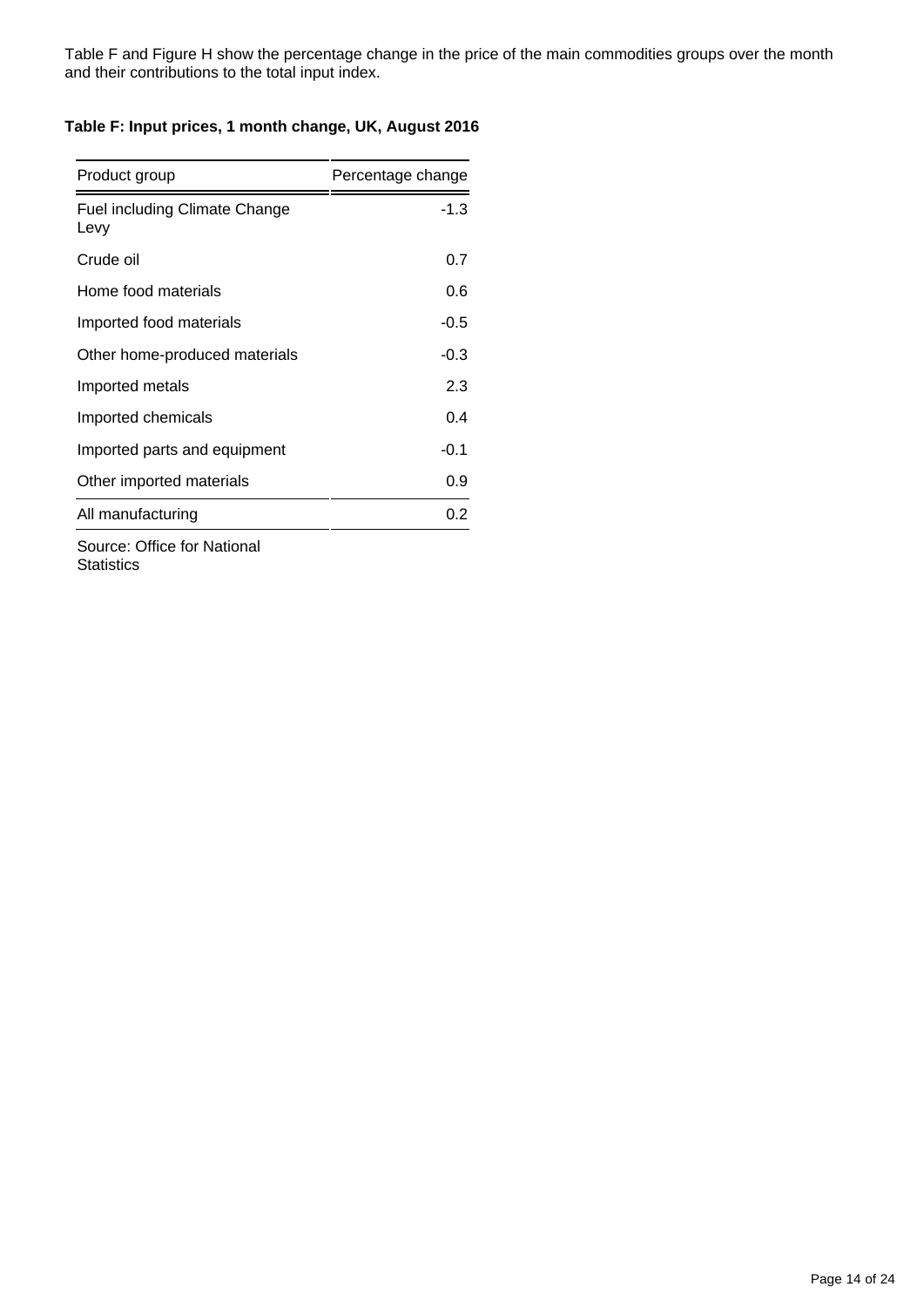Table F and Figure H show the percentage change in the price of the main commodities groups over the month and their contributions to the total input index.

### Table F: Input prices, 1 month change, UK, August 2016

| Product group | Percentage change |
|---|---|
| Fuel including Climate Change Levy | -1.3 |
| Crude oil | 0.7 |
| Home food materials | 0.6 |
| Imported food materials | -0.5 |
| Other home-produced materials | -0.3 |
| Imported metals | 2.3 |
| Imported chemicals | 0.4 |
| Imported parts and equipment | -0.1 |
| Other imported materials | 0.9 |
| All manufacturing | 0.2 |

Source: Office for National Statistics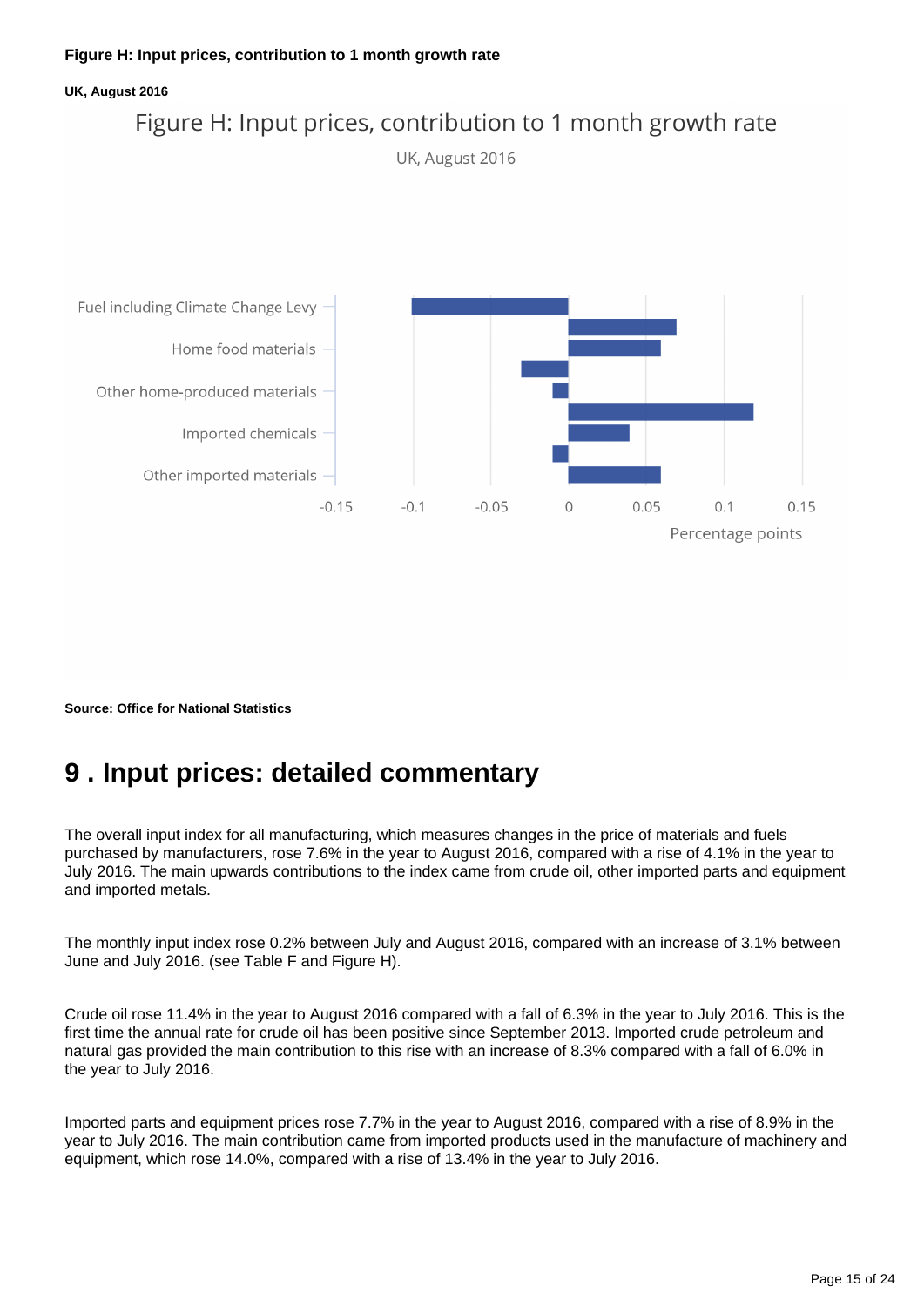**Figure H: Input prices, contribution to 1 month growth rate**

**UK, August 2016**

**Source: Office for National Statistics**

## 9 . Input prices: detailed commentary

The overall input index for all manufacturing, which measures changes in the price of materials and fuels purchased by manufacturers, rose 7.6% in the year to August 2016, compared with a rise of 4.1% in the year to July 2016. The main upwards contributions to the index came from crude oil, other imported parts and equipment and imported metals.

The monthly input index rose 0.2% between July and August 2016, compared with an increase of 3.1% between June and July 2016. (see Table F and Figure H).

Crude oil rose 11.4% in the year to August 2016 compared with a fall of 6.3% in the year to July 2016. This is the first time the annual rate for crude oil has been positive since September 2013. Imported crude petroleum and natural gas provided the main contribution to this rise with an increase of 8.3% compared with a fall of 6.0% in the year to July 2016.

Imported parts and equipment prices rose 7.7% in the year to August 2016, compared with a rise of 8.9% in the year to July 2016. The main contribution came from imported products used in the manufacture of machinery and equipment, which rose 14.0%, compared with a rise of 13.4% in the year to July 2016.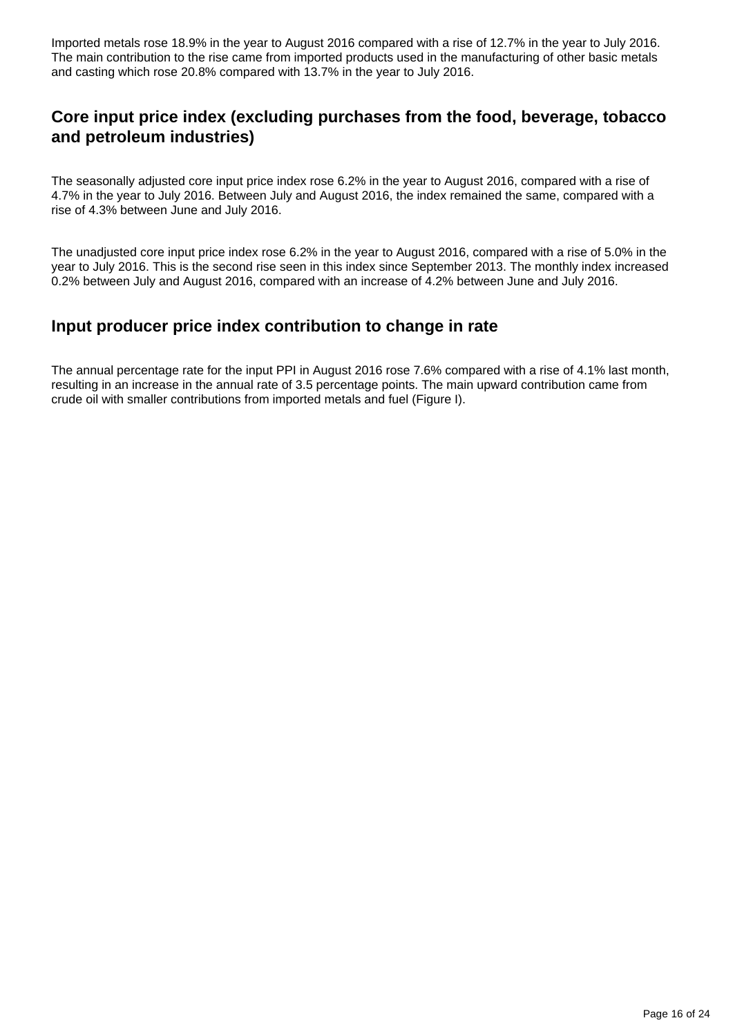Imported metals rose 18.9% in the year to August 2016 compared with a rise of 12.7% in the year to July 2016. The main contribution to the rise came from imported products used in the manufacturing of other basic metals and casting which rose 20.8% compared with 13.7% in the year to July 2016.

## Core input price index (excluding purchases from the food, beverage, tobacco and petroleum industries)

The seasonally adjusted core input price index rose 6.2% in the year to August 2016, compared with a rise of 4.7% in the year to July 2016. Between July and August 2016, the index remained the same, compared with a rise of 4.3% between June and July 2016.

The unadjusted core input price index rose 6.2% in the year to August 2016, compared with a rise of 5.0% in the year to July 2016. This is the second rise seen in this index since September 2013. The monthly index increased 0.2% between July and August 2016, compared with an increase of 4.2% between June and July 2016.

## Input producer price index contribution to change in rate

The annual percentage rate for the input PPI in August 2016 rose 7.6% compared with a rise of 4.1% last month, resulting in an increase in the annual rate of 3.5 percentage points. The main upward contribution came from crude oil with smaller contributions from imported metals and fuel (Figure I).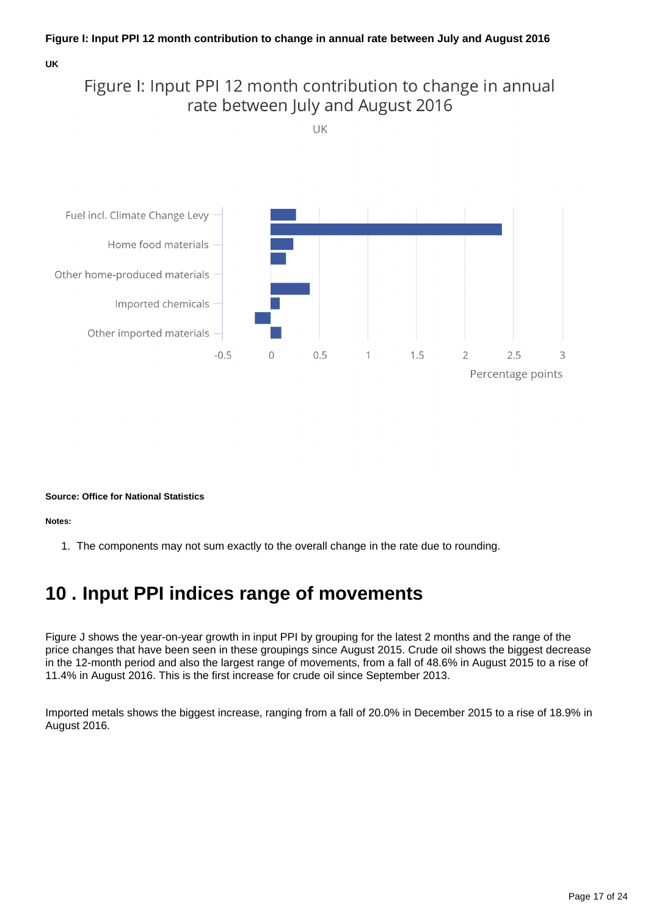**Figure I: Input PPI 12 month contribution to change in annual rate between July and August 2016**

**UK**

Figure I: Input PPI 12 month contribution to change in annual rate between July and August 2016

UK

| Category | Percentage points (approx.) |
|---|---|
| Fuel incl. Climate Change Levy | 0.26 |
| | 2.38 |
| Home food materials | 0.23 |
| | 0.16 |
| Other home-produced materials | 0.40 |
| | 0.09 |
| Imported chemicals | -0.16 |
| | 0.11 |
| Other imported materials | |

**Source: Office for National Statistics**

**Notes:**

1. The components may not sum exactly to the overall change in the rate due to rounding.

## 10 . Input PPI indices range of movements

Figure J shows the year-on-year growth in input PPI by grouping for the latest 2 months and the range of the price changes that have been seen in these groupings since August 2015. Crude oil shows the biggest decrease in the 12-month period and also the largest range of movements, from a fall of 48.6% in August 2015 to a rise of 11.4% in August 2016. This is the first increase for crude oil since September 2013.

Imported metals shows the biggest increase, ranging from a fall of 20.0% in December 2015 to a rise of 18.9% in August 2016.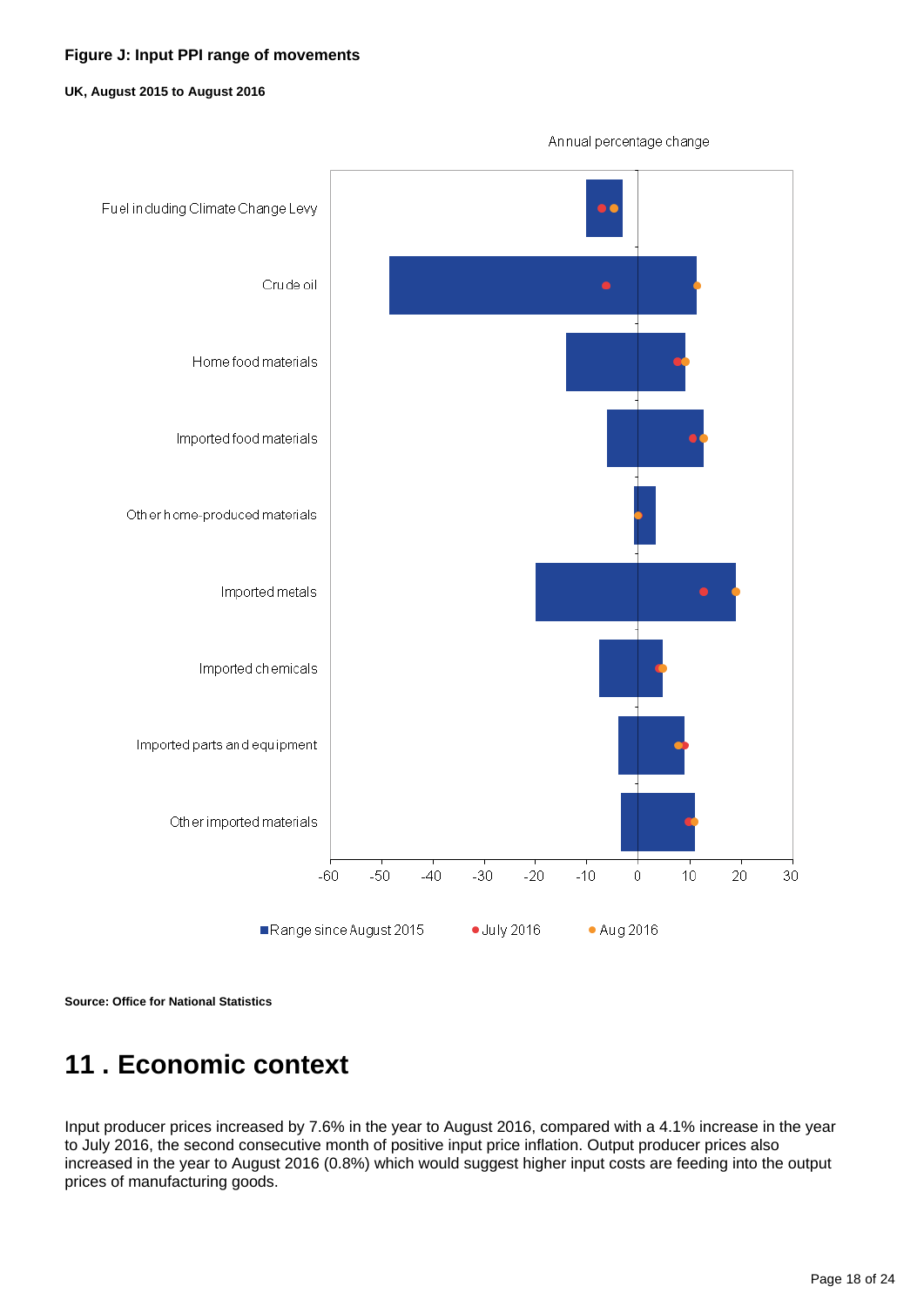**Figure J: Input PPI range of movements**

**UK, August 2015 to August 2016**

Annual percentage change

Fuel including Climate Change Levy

Crude oil

Home food materials

Imported food materials

Other home-produced materials

Imported metals

Imported chemicals

Imported parts and equipment

Other imported materials

-60 -50 -40 -30 -20 -10 0 10 20 30

Range since August 2015 · July 2016 · Aug 2016

**Source: Office for National Statistics**

# 11 . Economic context

Input producer prices increased by 7.6% in the year to August 2016, compared with a 4.1% increase in the year to July 2016, the second consecutive month of positive input price inflation. Output producer prices also increased in the year to August 2016 (0.8%) which would suggest higher input costs are feeding into the output prices of manufacturing goods.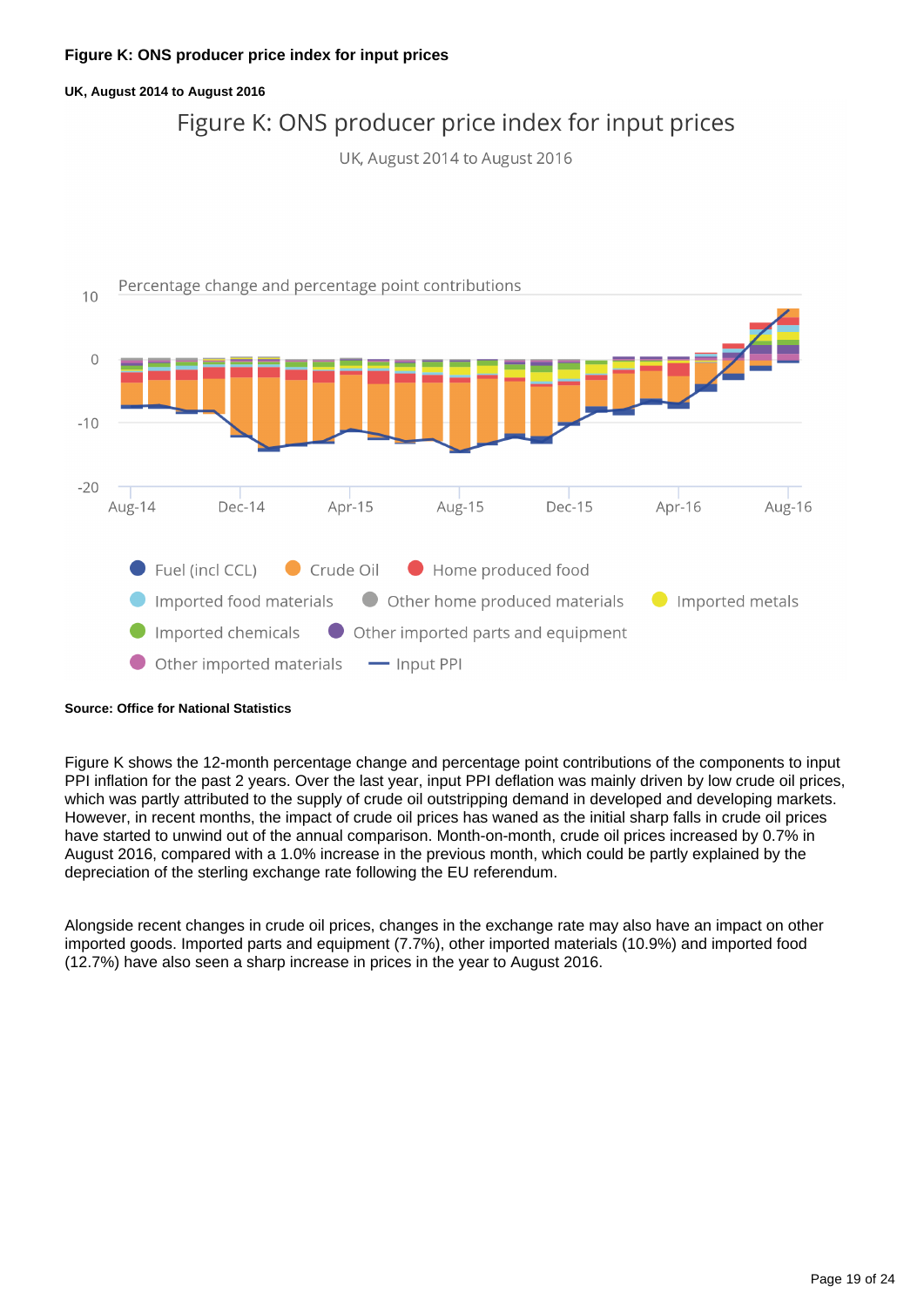**Figure K: ONS producer price index for input prices**

**UK, August 2014 to August 2016**

Figure K: ONS producer price index for input prices

UK, August 2014 to August 2016

Percentage change and percentage point contributions

Fuel (incl CCL) | Crude Oil | Home produced food | Imported food materials | Other home produced materials | Imported metals | Imported chemicals | Other imported parts and equipment | Other imported materials | Input PPI

**Source: Office for National Statistics**

Figure K shows the 12-month percentage change and percentage point contributions of the components to input PPI inflation for the past 2 years. Over the last year, input PPI deflation was mainly driven by low crude oil prices, which was partly attributed to the supply of crude oil outstripping demand in developed and developing markets. However, in recent months, the impact of crude oil prices has waned as the initial sharp falls in crude oil prices have started to unwind out of the annual comparison. Month-on-month, crude oil prices increased by 0.7% in August 2016, compared with a 1.0% increase in the previous month, which could be partly explained by the depreciation of the sterling exchange rate following the EU referendum.

Alongside recent changes in crude oil prices, changes in the exchange rate may also have an impact on other imported goods. Imported parts and equipment (7.7%), other imported materials (10.9%) and imported food (12.7%) have also seen a sharp increase in prices in the year to August 2016.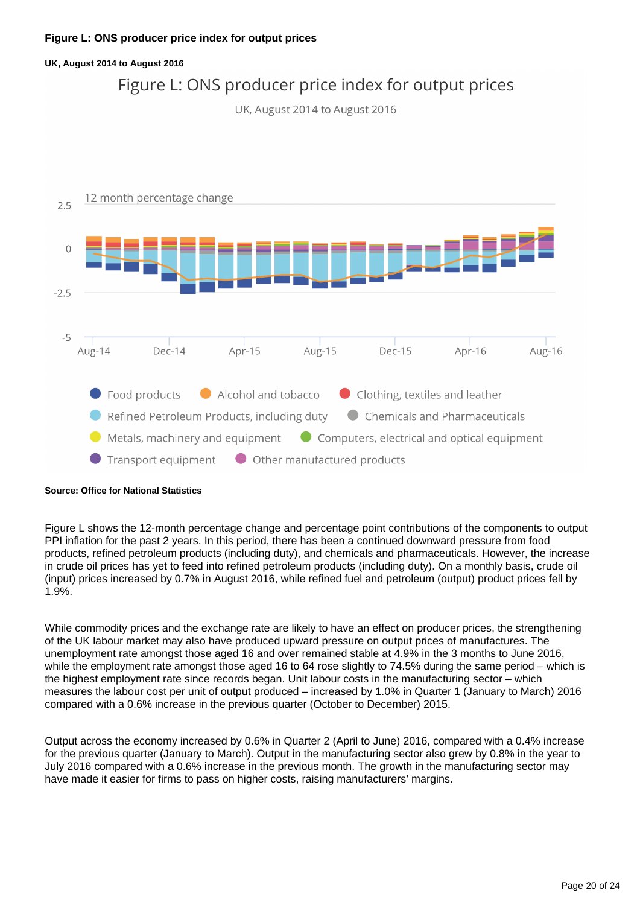**Figure L: ONS producer price index for output prices**

**UK, August 2014 to August 2016**

Figure L: ONS producer price index for output prices

UK, August 2014 to August 2016

12 month percentage change

2.5

0

-2.5

-5

Aug-14 Dec-14 Apr-15 Aug-15 Dec-15 Apr-16 Aug-16

Food products, Alcohol and tobacco, Clothing, textiles and leather, Refined Petroleum Products, including duty, Chemicals and Pharmaceuticals, Metals, machinery and equipment, Computers, electrical and optical equipment, Transport equipment, Other manufactured products

**Source: Office for National Statistics**

Figure L shows the 12-month percentage change and percentage point contributions of the components to output PPI inflation for the past 2 years. In this period, there has been a continued downward pressure from food products, refined petroleum products (including duty), and chemicals and pharmaceuticals. However, the increase in crude oil prices has yet to feed into refined petroleum products (including duty). On a monthly basis, crude oil (input) prices increased by 0.7% in August 2016, while refined fuel and petroleum (output) product prices fell by 1.9%.

While commodity prices and the exchange rate are likely to have an effect on producer prices, the strengthening of the UK labour market may also have produced upward pressure on output prices of manufactures. The unemployment rate amongst those aged 16 and over remained stable at 4.9% in the 3 months to June 2016, while the employment rate amongst those aged 16 to 64 rose slightly to 74.5% during the same period – which is the highest employment rate since records began. Unit labour costs in the manufacturing sector – which measures the labour cost per unit of output produced – increased by 1.0% in Quarter 1 (January to March) 2016 compared with a 0.6% increase in the previous quarter (October to December) 2015.

Output across the economy increased by 0.6% in Quarter 2 (April to June) 2016, compared with a 0.4% increase for the previous quarter (January to March). Output in the manufacturing sector also grew by 0.8% in the year to July 2016 compared with a 0.6% increase in the previous month. The growth in the manufacturing sector may have made it easier for firms to pass on higher costs, raising manufacturers' margins.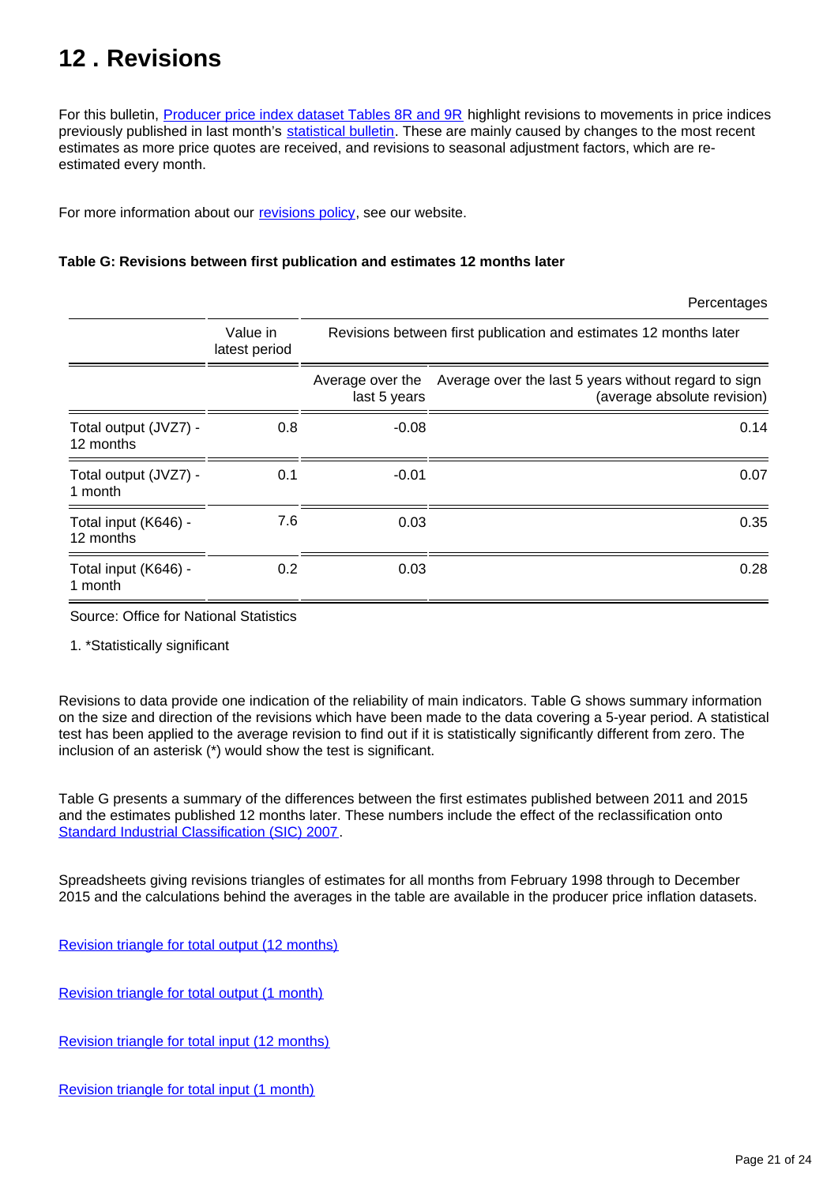# 12 . Revisions

For this bulletin, Producer price index dataset Tables 8R and 9R highlight revisions to movements in price indices previously published in last month's statistical bulletin. These are mainly caused by changes to the most recent estimates as more price quotes are received, and revisions to seasonal adjustment factors, which are re-estimated every month.

For more information about our revisions policy, see our website.

**Table G: Revisions between first publication and estimates 12 months later**

Percentages

| | Value in latest period | Revisions between first publication and estimates 12 months later | |
|---|---|---|---|
| | | Average over the last 5 years | Average over the last 5 years without regard to sign (average absolute revision) |
| Total output (JVZ7) - 12 months | 0.8 | -0.08 | 0.14 |
| Total output (JVZ7) - 1 month | 0.1 | -0.01 | 0.07 |
| Total input (K646) - 12 months | 7.6 | 0.03 | 0.35 |
| Total input (K646) - 1 month | 0.2 | 0.03 | 0.28 |

Source: Office for National Statistics

1. *Statistically significant

Revisions to data provide one indication of the reliability of main indicators. Table G shows summary information on the size and direction of the revisions which have been made to the data covering a 5-year period. A statistical test has been applied to the average revision to find out if it is statistically significantly different from zero. The inclusion of an asterisk (*) would show the test is significant.

Table G presents a summary of the differences between the first estimates published between 2011 and 2015 and the estimates published 12 months later. These numbers include the effect of the reclassification onto Standard Industrial Classification (SIC) 2007.

Spreadsheets giving revisions triangles of estimates for all months from February 1998 through to December 2015 and the calculations behind the averages in the table are available in the producer price inflation datasets.

Revision triangle for total output (12 months)

Revision triangle for total output (1 month)

Revision triangle for total input (12 months)

Revision triangle for total input (1 month)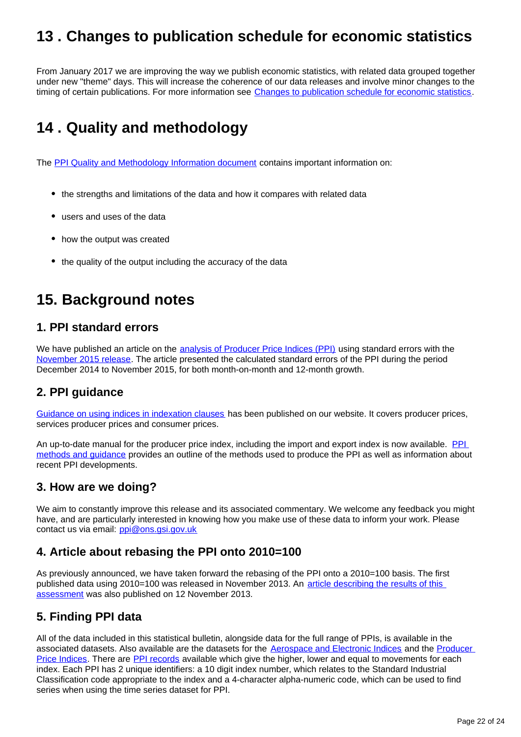## 13 . Changes to publication schedule for economic statistics

From January 2017 we are improving the way we publish economic statistics, with related data grouped together under new "theme" days. This will increase the coherence of our data releases and involve minor changes to the timing of certain publications. For more information see Changes to publication schedule for economic statistics.

## 14 . Quality and methodology

The PPI Quality and Methodology Information document contains important information on:

- the strengths and limitations of the data and how it compares with related data
- users and uses of the data
- how the output was created
- the quality of the output including the accuracy of the data

## 15. Background notes

### 1. PPI standard errors

We have published an article on the analysis of Producer Price Indices (PPI) using standard errors with the November 2015 release. The article presented the calculated standard errors of the PPI during the period December 2014 to November 2015, for both month-on-month and 12-month growth.

### 2. PPI guidance

Guidance on using indices in indexation clauses has been published on our website. It covers producer prices, services producer prices and consumer prices.

An up-to-date manual for the producer price index, including the import and export index is now available. PPI methods and guidance provides an outline of the methods used to produce the PPI as well as information about recent PPI developments.

### 3. How are we doing?

We aim to constantly improve this release and its associated commentary. We welcome any feedback you might have, and are particularly interested in knowing how you make use of these data to inform your work. Please contact us via email: ppi@ons.gsi.gov.uk

### 4. Article about rebasing the PPI onto 2010=100

As previously announced, we have taken forward the rebasing of the PPI onto a 2010=100 basis. The first published data using 2010=100 was released in November 2013. An article describing the results of this assessment was also published on 12 November 2013.

### 5. Finding PPI data

All of the data included in this statistical bulletin, alongside data for the full range of PPIs, is available in the associated datasets. Also available are the datasets for the Aerospace and Electronic Indices and the Producer Price Indices. There are PPI records available which give the higher, lower and equal to movements for each index. Each PPI has 2 unique identifiers: a 10 digit index number, which relates to the Standard Industrial Classification code appropriate to the index and a 4-character alpha-numeric code, which can be used to find series when using the time series dataset for PPI.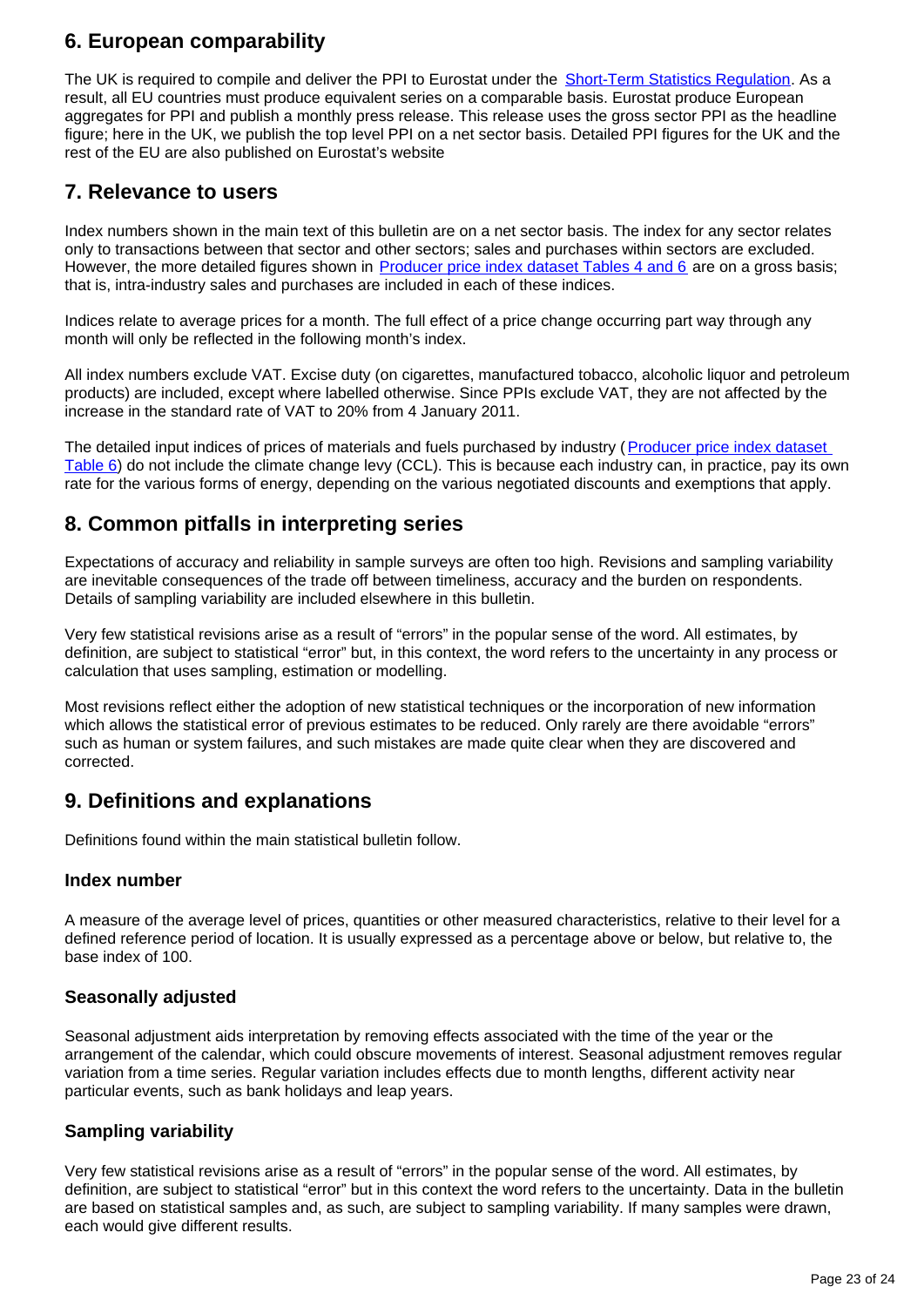## 6. European comparability

The UK is required to compile and deliver the PPI to Eurostat under the Short-Term Statistics Regulation. As a result, all EU countries must produce equivalent series on a comparable basis. Eurostat produce European aggregates for PPI and publish a monthly press release. This release uses the gross sector PPI as the headline figure; here in the UK, we publish the top level PPI on a net sector basis. Detailed PPI figures for the UK and the rest of the EU are also published on Eurostat's website

## 7. Relevance to users

Index numbers shown in the main text of this bulletin are on a net sector basis. The index for any sector relates only to transactions between that sector and other sectors; sales and purchases within sectors are excluded. However, the more detailed figures shown in Producer price index dataset Tables 4 and 6 are on a gross basis; that is, intra-industry sales and purchases are included in each of these indices.

Indices relate to average prices for a month. The full effect of a price change occurring part way through any month will only be reflected in the following month's index.

All index numbers exclude VAT. Excise duty (on cigarettes, manufactured tobacco, alcoholic liquor and petroleum products) are included, except where labelled otherwise. Since PPIs exclude VAT, they are not affected by the increase in the standard rate of VAT to 20% from 4 January 2011.

The detailed input indices of prices of materials and fuels purchased by industry (Producer price index dataset Table 6) do not include the climate change levy (CCL). This is because each industry can, in practice, pay its own rate for the various forms of energy, depending on the various negotiated discounts and exemptions that apply.

## 8. Common pitfalls in interpreting series

Expectations of accuracy and reliability in sample surveys are often too high. Revisions and sampling variability are inevitable consequences of the trade off between timeliness, accuracy and the burden on respondents. Details of sampling variability are included elsewhere in this bulletin.

Very few statistical revisions arise as a result of "errors" in the popular sense of the word. All estimates, by definition, are subject to statistical "error" but, in this context, the word refers to the uncertainty in any process or calculation that uses sampling, estimation or modelling.

Most revisions reflect either the adoption of new statistical techniques or the incorporation of new information which allows the statistical error of previous estimates to be reduced. Only rarely are there avoidable "errors" such as human or system failures, and such mistakes are made quite clear when they are discovered and corrected.

## 9. Definitions and explanations

Definitions found within the main statistical bulletin follow.

### Index number

A measure of the average level of prices, quantities or other measured characteristics, relative to their level for a defined reference period of location. It is usually expressed as a percentage above or below, but relative to, the base index of 100.

### Seasonally adjusted

Seasonal adjustment aids interpretation by removing effects associated with the time of the year or the arrangement of the calendar, which could obscure movements of interest. Seasonal adjustment removes regular variation from a time series. Regular variation includes effects due to month lengths, different activity near particular events, such as bank holidays and leap years.

### Sampling variability

Very few statistical revisions arise as a result of "errors" in the popular sense of the word. All estimates, by definition, are subject to statistical "error" but in this context the word refers to the uncertainty. Data in the bulletin are based on statistical samples and, as such, are subject to sampling variability. If many samples were drawn, each would give different results.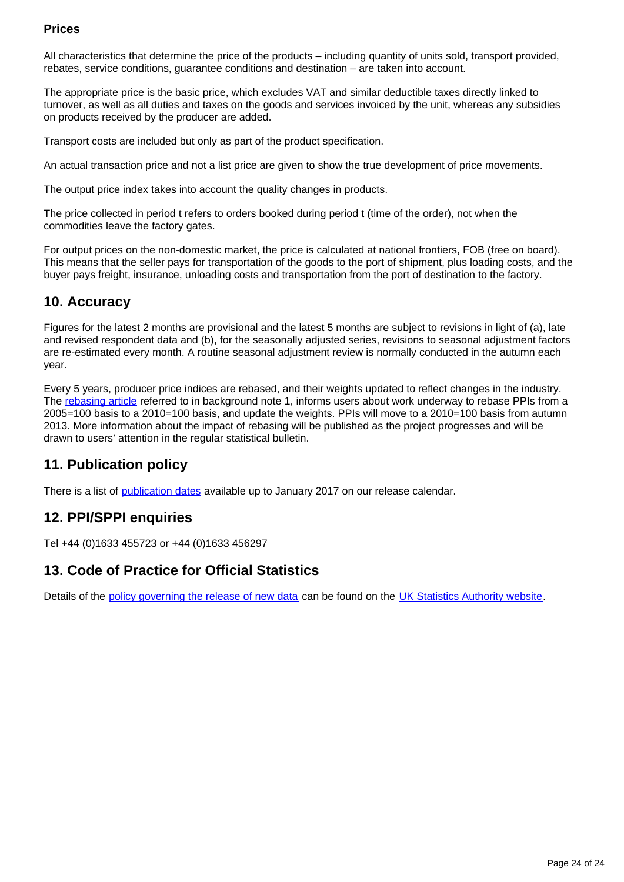### Prices

All characteristics that determine the price of the products – including quantity of units sold, transport provided, rebates, service conditions, guarantee conditions and destination – are taken into account.

The appropriate price is the basic price, which excludes VAT and similar deductible taxes directly linked to turnover, as well as all duties and taxes on the goods and services invoiced by the unit, whereas any subsidies on products received by the producer are added.

Transport costs are included but only as part of the product specification.

An actual transaction price and not a list price are given to show the true development of price movements.

The output price index takes into account the quality changes in products.

The price collected in period t refers to orders booked during period t (time of the order), not when the commodities leave the factory gates.

For output prices on the non-domestic market, the price is calculated at national frontiers, FOB (free on board). This means that the seller pays for transportation of the goods to the port of shipment, plus loading costs, and the buyer pays freight, insurance, unloading costs and transportation from the port of destination to the factory.

## 10. Accuracy

Figures for the latest 2 months are provisional and the latest 5 months are subject to revisions in light of (a), late and revised respondent data and (b), for the seasonally adjusted series, revisions to seasonal adjustment factors are re-estimated every month. A routine seasonal adjustment review is normally conducted in the autumn each year.

Every 5 years, producer price indices are rebased, and their weights updated to reflect changes in the industry. The rebasing article referred to in background note 1, informs users about work underway to rebase PPIs from a 2005=100 basis to a 2010=100 basis, and update the weights. PPIs will move to a 2010=100 basis from autumn 2013. More information about the impact of rebasing will be published as the project progresses and will be drawn to users' attention in the regular statistical bulletin.

## 11. Publication policy

There is a list of publication dates available up to January 2017 on our release calendar.

## 12. PPI/SPPI enquiries

Tel +44 (0)1633 455723 or +44 (0)1633 456297

## 13. Code of Practice for Official Statistics

Details of the policy governing the release of new data can be found on the UK Statistics Authority website.